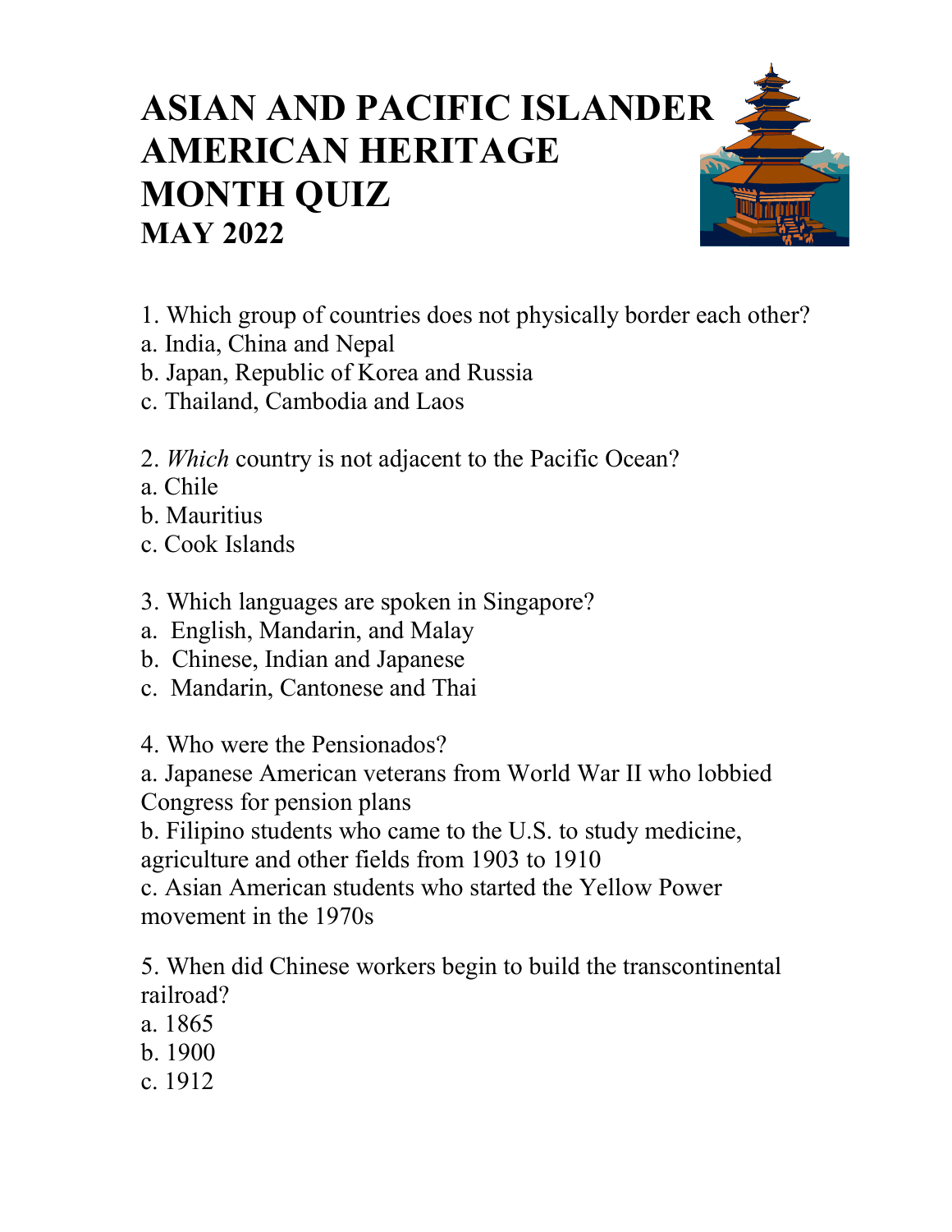# ASIAN AND PACIFIC ISLANDER AMERICAN HERITAGE MONTH QUIZ
## MAY 2022

1. Which group of countries does not physically border each other?
a. India, China and Nepal
b. Japan, Republic of Korea and Russia
c. Thailand, Cambodia and Laos

2. *Which* country is not adjacent to the Pacific Ocean?
a. Chile
b. Mauritius
c. Cook Islands

3. Which languages are spoken in Singapore?
a. English, Mandarin, and Malay
b. Chinese, Indian and Japanese
c. Mandarin, Cantonese and Thai

4. Who were the Pensionados?
a. Japanese American veterans from World War II who lobbied Congress for pension plans
b. Filipino students who came to the U.S. to study medicine, agriculture and other fields from 1903 to 1910
c. Asian American students who started the Yellow Power movement in the 1970s

5. When did Chinese workers begin to build the transcontinental railroad?
a. 1865
b. 1900
c. 1912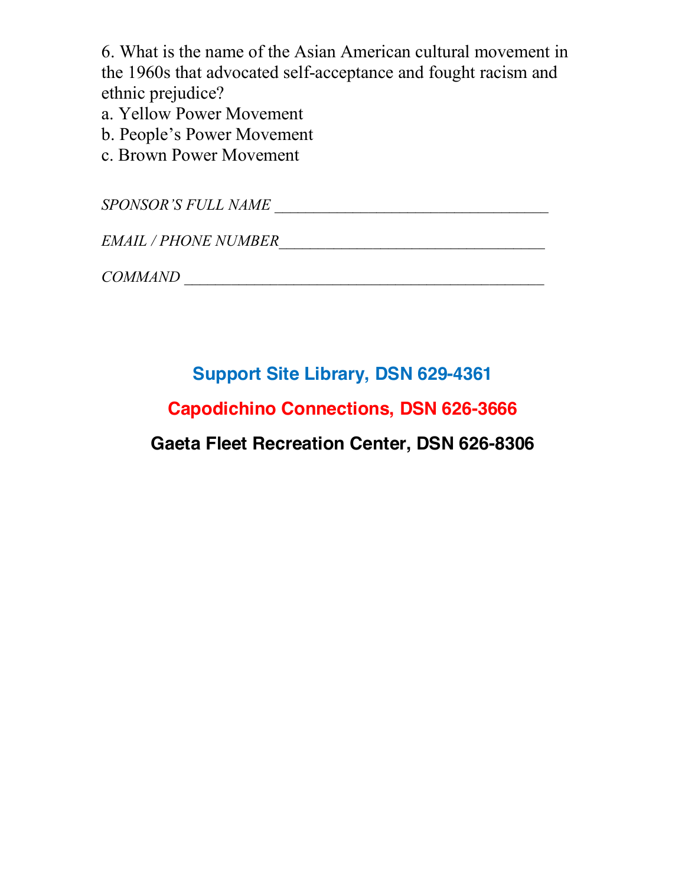6. What is the name of the Asian American cultural movement in the 1960s that advocated self-acceptance and fought racism and ethnic prejudice?

a. Yellow Power Movement
b. People's Power Movement
c. Brown Power Movement

*SPONSOR'S FULL NAME* ___________________________________

*EMAIL / PHONE NUMBER*___________________________________

*COMMAND* ______________________________________________

**Support Site Library, DSN 629-4361**

**Capodichino Connections, DSN 626-3666**

**Gaeta Fleet Recreation Center, DSN 626-8306**